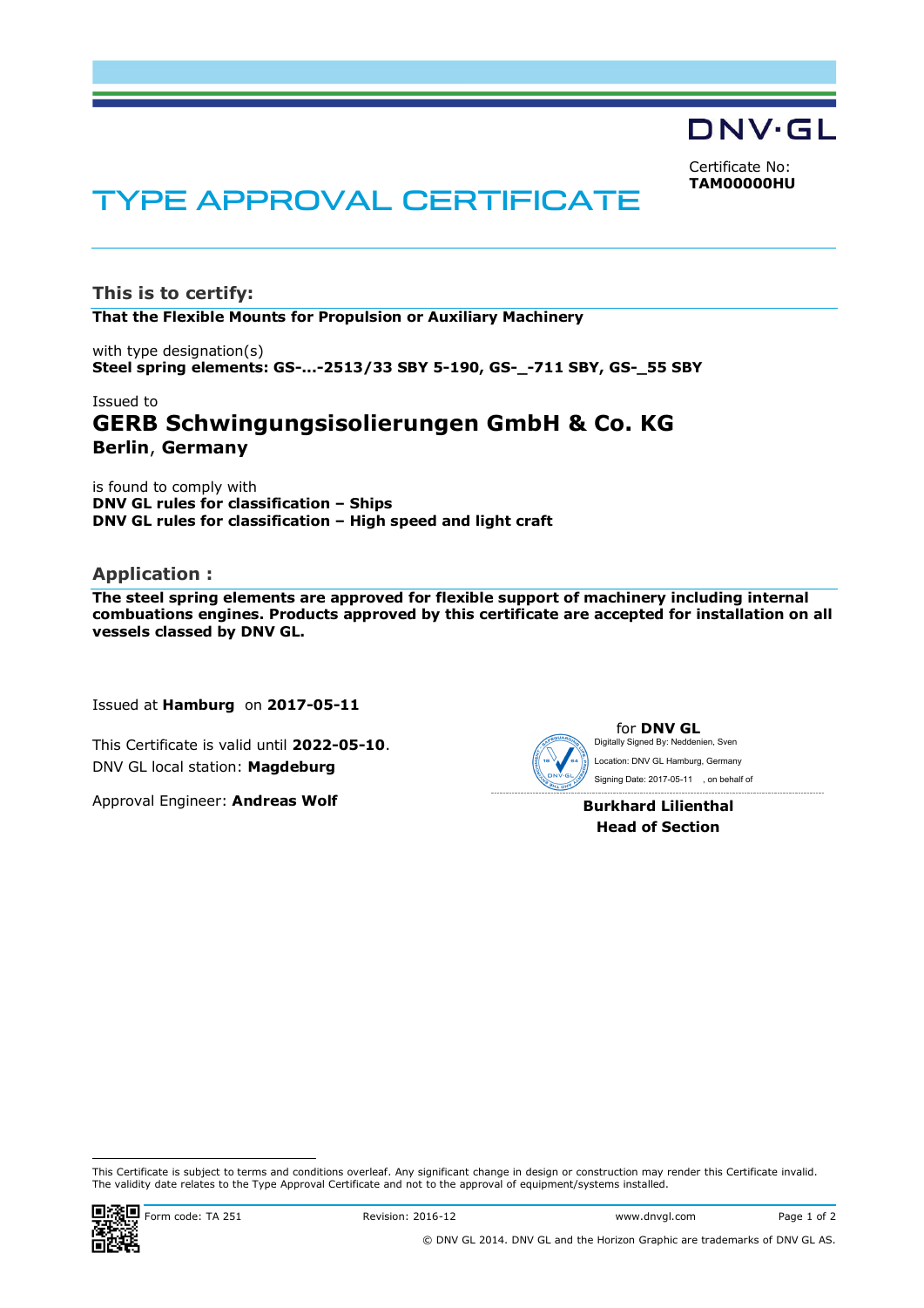DNV·GL

Certificate No:
**TAM00000HU**

# TYPE APPROVAL CERTIFICATE

## This is to certify:

**That the Flexible Mounts for Propulsion or Auxiliary Machinery**

with type designation(s)
**Steel spring elements: GS-...-2513/33 SBY 5-190, GS-_-711 SBY, GS-_55 SBY**

Issued to
**GERB Schwingungsisolierungen GmbH & Co. KG**
**Berlin, Germany**

is found to comply with
**DNV GL rules for classification – Ships**
**DNV GL rules for classification – High speed and light craft**

## Application :

**The steel spring elements are approved for flexible support of machinery including internal combuations engines. Products approved by this certificate are accepted for installation on all vessels classed by DNV GL.**

Issued at **Hamburg** on **2017-05-11**

This Certificate is valid until **2022-05-10**.
DNV GL local station: **Magdeburg**

Approval Engineer: **Andreas Wolf**

for **DNV GL**
Digitally Signed By: Neddenien, Sven
Location: DNV GL Hamburg, Germany
Signing Date: 2017-05-11 , on behalf of

**Burkhard Lilienthal**
**Head of Section**

This Certificate is subject to terms and conditions overleaf. Any significant change in design or construction may render this Certificate invalid. The validity date relates to the Type Approval Certificate and not to the approval of equipment/systems installed.

Form code: TA 251 Revision: 2016-12 www.dnvgl.com

© DNV GL 2014. DNV GL and the Horizon Graphic are trademarks of DNV GL AS.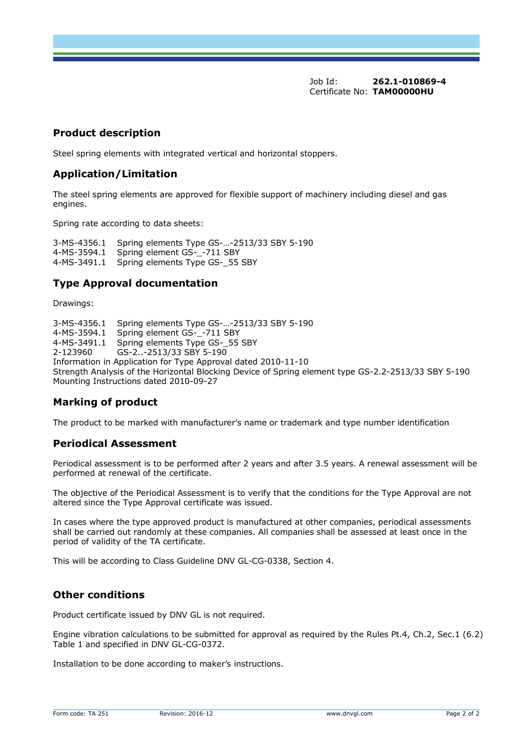Job Id: **262.1-010869-4**
Certificate No: **TAM00000HU**

## Product description

Steel spring elements with integrated vertical and horizontal stoppers.

## Application/Limitation

The steel spring elements are approved for flexible support of machinery including diesel and gas engines.

Spring rate according to data sheets:

3-MS-4356.1 Spring elements Type GS-…-2513/33 SBY 5-190
4-MS-3594.1 Spring element GS-_-711 SBY
4-MS-3491.1 Spring elements Type GS-_55 SBY

## Type Approval documentation

Drawings:

3-MS-4356.1 Spring elements Type GS-…-2513/33 SBY 5-190
4-MS-3594.1 Spring element GS-_-711 SBY
4-MS-3491.1 Spring elements Type GS-_55 SBY
2-123960 GS-2..-2513/33 SBY 5-190
Information in Application for Type Approval dated 2010-11-10
Strength Analysis of the Horizontal Blocking Device of Spring element type GS-2.2-2513/33 SBY 5-190
Mounting Instructions dated 2010-09-27

## Marking of product

The product to be marked with manufacturer's name or trademark and type number identification

## Periodical Assessment

Periodical assessment is to be performed after 2 years and after 3.5 years. A renewal assessment will be performed at renewal of the certificate.

The objective of the Periodical Assessment is to verify that the conditions for the Type Approval are not altered since the Type Approval certificate was issued.

In cases where the type approved product is manufactured at other companies, periodical assessments shall be carried out randomly at these companies. All companies shall be assessed at least once in the period of validity of the TA certificate.

This will be according to Class Guideline DNV GL-CG-0338, Section 4.

## Other conditions

Product certificate issued by DNV GL is not required.

Engine vibration calculations to be submitted for approval as required by the Rules Pt.4, Ch.2, Sec.1 (6.2) Table 1 and specified in DNV GL-CG-0372.

Installation to be done according to maker's instructions.

Form code: TA 251 Revision: 2016-12 www.dnvgl.com